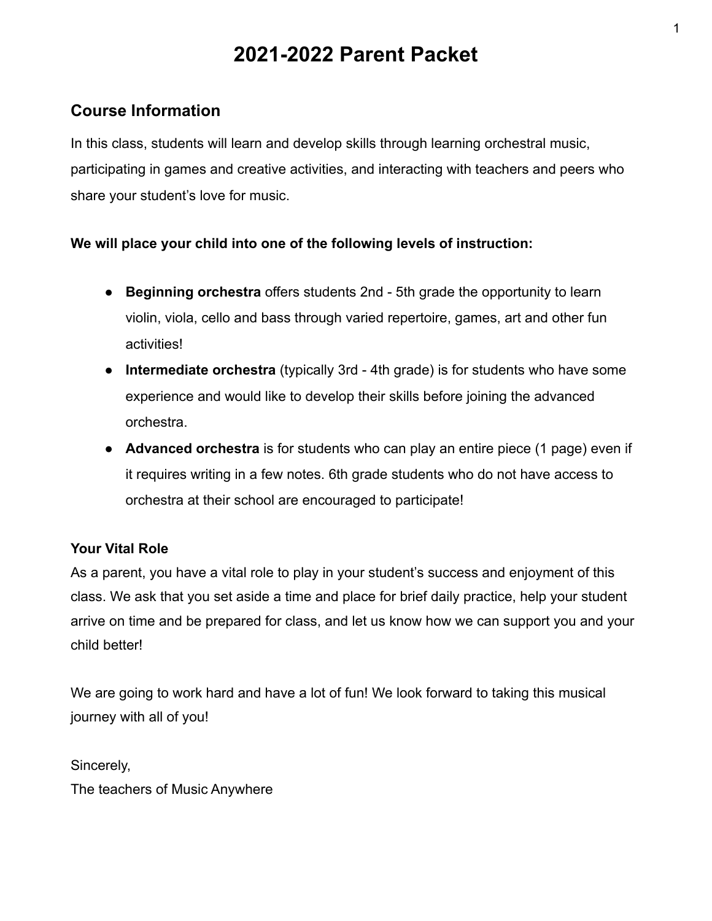# 2021-2022 Parent Packet

## Course Information

In this class, students will learn and develop skills through learning orchestral music, participating in games and creative activities, and interacting with teachers and peers who share your student's love for music.

**We will place your child into one of the following levels of instruction:**

- **Beginning orchestra** offers students 2nd - 5th grade the opportunity to learn violin, viola, cello and bass through varied repertoire, games, art and other fun activities!
- **Intermediate orchestra** (typically 3rd - 4th grade) is for students who have some experience and would like to develop their skills before joining the advanced orchestra.
- **Advanced orchestra** is for students who can play an entire piece (1 page) even if it requires writing in a few notes. 6th grade students who do not have access to orchestra at their school are encouraged to participate!

**Your Vital Role**

As a parent, you have a vital role to play in your student's success and enjoyment of this class. We ask that you set aside a time and place for brief daily practice, help your student arrive on time and be prepared for class, and let us know how we can support you and your child better!

We are going to work hard and have a lot of fun! We look forward to taking this musical journey with all of you!

Sincerely,
The teachers of Music Anywhere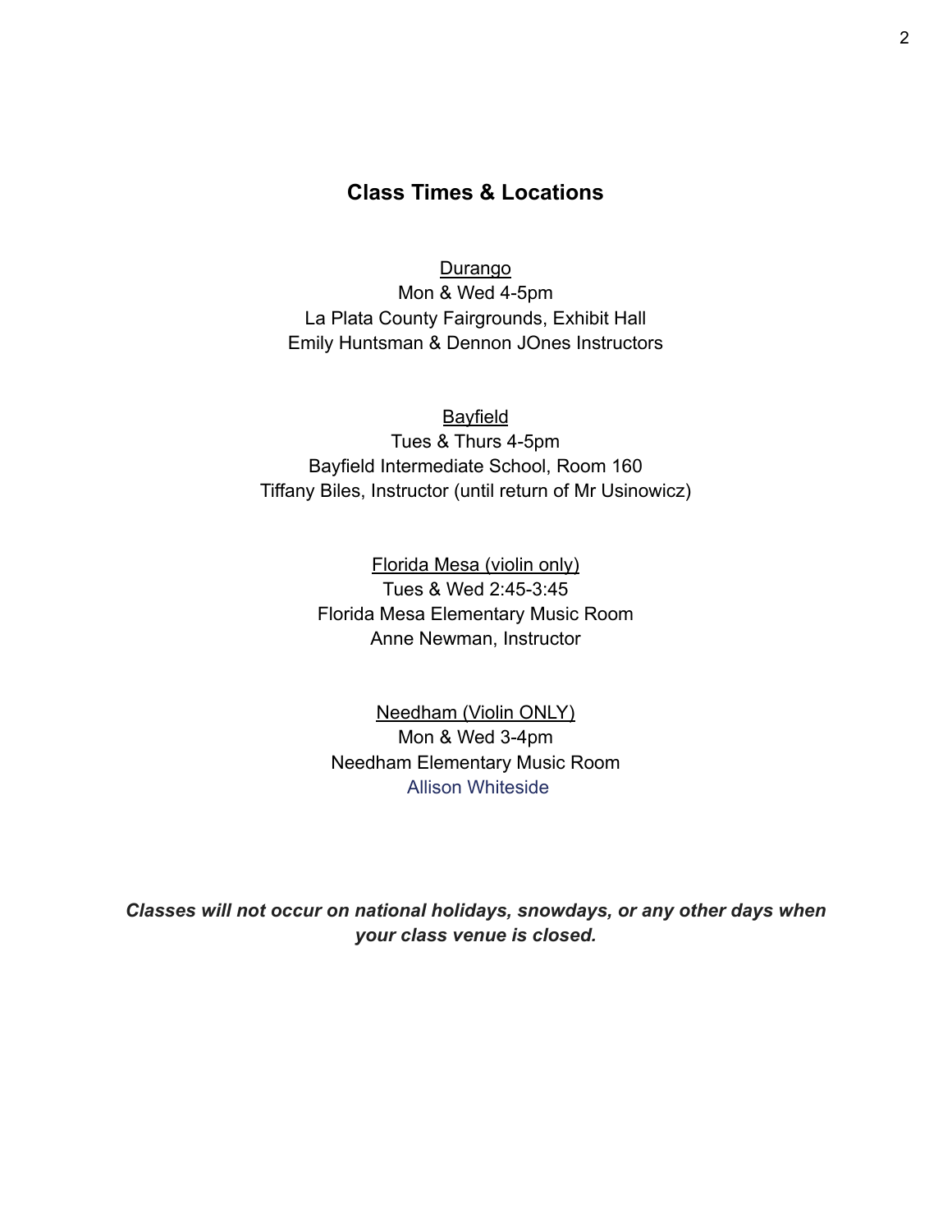## Class Times & Locations

<u>Durango</u>
Mon & Wed 4-5pm
La Plata County Fairgrounds, Exhibit Hall
Emily Huntsman & Dennon JOnes Instructors

<u>Bayfield</u>
Tues & Thurs 4-5pm
Bayfield Intermediate School, Room 160
Tiffany Biles, Instructor (until return of Mr Usinowicz)

<u>Florida Mesa (violin only)</u>
Tues & Wed 2:45-3:45
Florida Mesa Elementary Music Room
Anne Newman, Instructor

<u>Needham (Violin ONLY)</u>
Mon & Wed 3-4pm
Needham Elementary Music Room
Allison Whiteside

***Classes will not occur on national holidays, snowdays, or any other days when your class venue is closed.***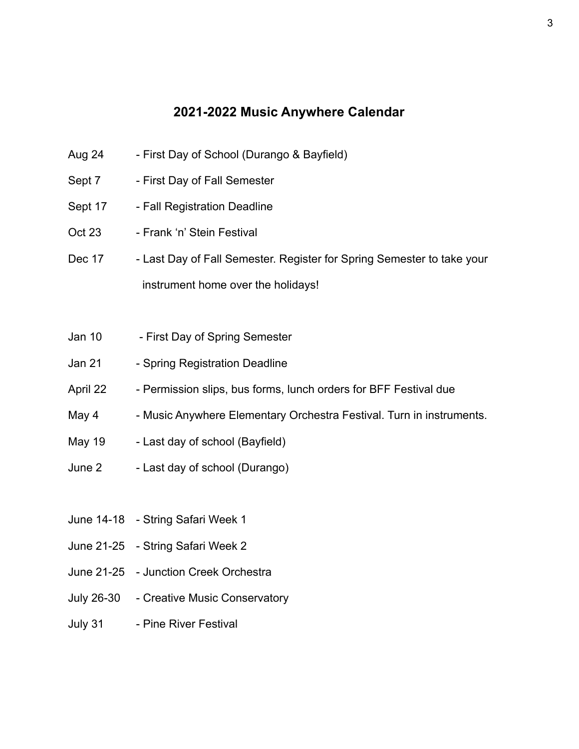## 2021-2022 Music Anywhere Calendar

Aug 24 - First Day of School (Durango & Bayfield)

Sept 7 - First Day of Fall Semester

Sept 17 - Fall Registration Deadline

Oct 23 - Frank 'n' Stein Festival

Dec 17 - Last Day of Fall Semester. Register for Spring Semester to take your instrument home over the holidays!

Jan 10 - First Day of Spring Semester

Jan 21 - Spring Registration Deadline

April 22 - Permission slips, bus forms, lunch orders for BFF Festival due

May 4 - Music Anywhere Elementary Orchestra Festival. Turn in instruments.

May 19 - Last day of school (Bayfield)

June 2 - Last day of school (Durango)

June 14-18 - String Safari Week 1

June 21-25 - String Safari Week 2

June 21-25 - Junction Creek Orchestra

July 26-30 - Creative Music Conservatory

July 31 - Pine River Festival